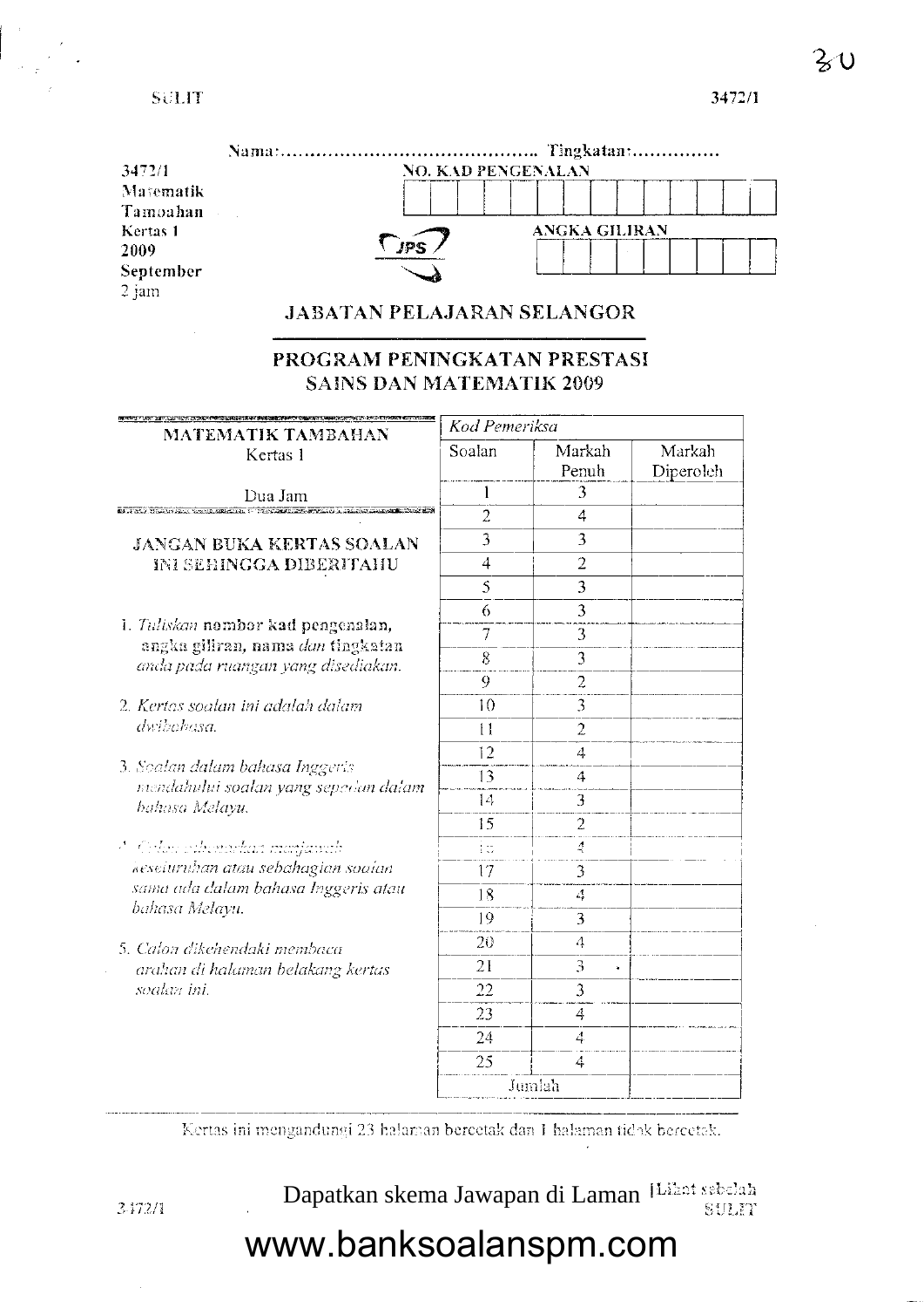Nama:…………………………………….. Tingkatan:……………

3472/1
Matematik
Tambahan
Kertas 1
2009
September
2 jam

**NO. KAD PENGENALAN**

| | | | | | | | | | | | | | |
|---|---|---|---|---|---|---|---|---|---|---|---|---|---|
| | | | | | | | | | | | | | |

**ANGKA GILIRAN**

| | | | | | | | | | |
|---|---|---|---|---|---|---|---|---|---|
| | | | | | | | | | |

# JABATAN PELAJARAN SELANGOR

## PROGRAM PENINGKATAN PRESTASI SAINS DAN MATEMATIK 2009

**MATEMATIK TAMBAHAN**
Kertas 1

Dua Jam

**JANGAN BUKA KERTAS SOALAN INI SEHINGGA DIBERITAHU**

1. *Tuliskan* nombor kad pengenalan, angka giliran, nama *dan* tingkatan *anda pada ruangan yang disediakan.*

2. *Kertas soalan ini adalah dalam dwibahasa.*

3. *Soalan dalam bahasa Inggeris mendahului soalan yang sepadan dalam bahasa Melayu.*

4. *Calon dibenarkan menjawab keseluruhan atau sebahagian soalan sama ada dalam bahasa Inggeris atau bahasa Melayu.*

5. *Calon dikehendaki membaca arahan di halaman belakang kertas soalan ini.*

| *Kod Pemeriksa* | | |
|---|---|---|
| Soalan | Markah Penuh | Markah Diperoleh |
| 1 | 3 | |
| 2 | 4 | |
| 3 | 3 | |
| 4 | 2 | |
| 5 | 3 | |
| 6 | 3 | |
| 7 | 3 | |
| 8 | 3 | |
| 9 | 2 | |
| 10 | 3 | |
| 11 | 2 | |
| 12 | 4 | |
| 13 | 4 | |
| 14 | 3 | |
| 15 | 2 | |
| 16 | 4 | |
| 17 | 3 | |
| 18 | 4 | |
| 19 | 3 | |
| 20 | 4 | |
| 21 | 3 | |
| 22 | 3 | |
| 23 | 4 | |
| 24 | 4 | |
| 25 | 4 | |
| Jumlah | | |

Kertas ini mengandungi 23 halaman bercetak dan 1 halaman tidak bercetak.

[Lihat sebelah
SULIT

Dapatkan skema Jawapan di Laman

www.banksoalanspm.com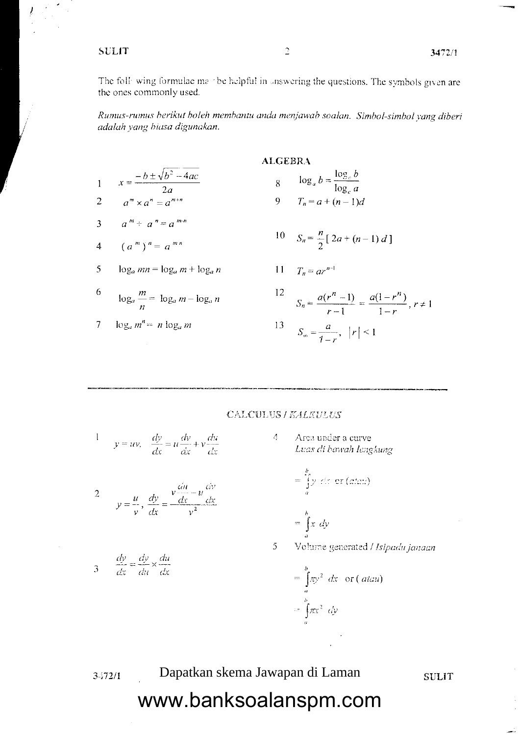The following formulae may be helpful in answering the questions. The symbols given are the ones commonly used.

*Rumus-rumus berikut boleh membantu anda menjawab soalan. Simbol-simbol yang diberi adalah yang biasa digunakan.*

## ALGEBRA

1. $x = \dfrac{-b \pm \sqrt{b^2 - 4ac}}{2a}$

2. $a^m \times a^n = a^{m+n}$

3. $a^m \div a^n = a^{m-n}$

4. $(a^m)^n = a^{mn}$

5. $\log_a mn = \log_a m + \log_a n$

6. $\log_a \dfrac{m}{n} = \log_a m - \log_a n$

7. $\log_a m^n = n \log_a m$

8. $\log_a b = \dfrac{\log_c b}{\log_c a}$

9. $T_n = a + (n-1)d$

10. $S_n = \dfrac{n}{2}[2a + (n-1)d]$

11. $T_n = ar^{n-1}$

12. $S_n = \dfrac{a(r^n - 1)}{r - 1} = \dfrac{a(1 - r^n)}{1 - r}, r \neq 1$

13. $S_\infty = \dfrac{a}{1 - r}, \quad |r| < 1$

## CALCULUS / *KALKULUS*

1. $y = uv, \quad \dfrac{dy}{dx} = u\dfrac{dv}{dx} + v\dfrac{du}{dx}$

2. $y = \dfrac{u}{v}, \quad \dfrac{dy}{dx} = \dfrac{v\dfrac{du}{dx} - u\dfrac{dv}{dx}}{v^2}$

3. $\dfrac{dy}{dx} = \dfrac{dy}{du} \times \dfrac{du}{dx}$

4. Area under a curve
   *Luas di bawah lengkung*

   $= \displaystyle\int_a^b y \, dx$ or (*atau*)

   $= \displaystyle\int_a^b x \, dy$

5. Volume generated / *Isipadu janaan*

   $= \displaystyle\int_a^b \pi y^2 \, dx$ or (*atau*)

   $= \displaystyle\int_a^b \pi x^2 \, dy$

Dapatkan skema Jawapan di Laman

www.banksoalanspm.com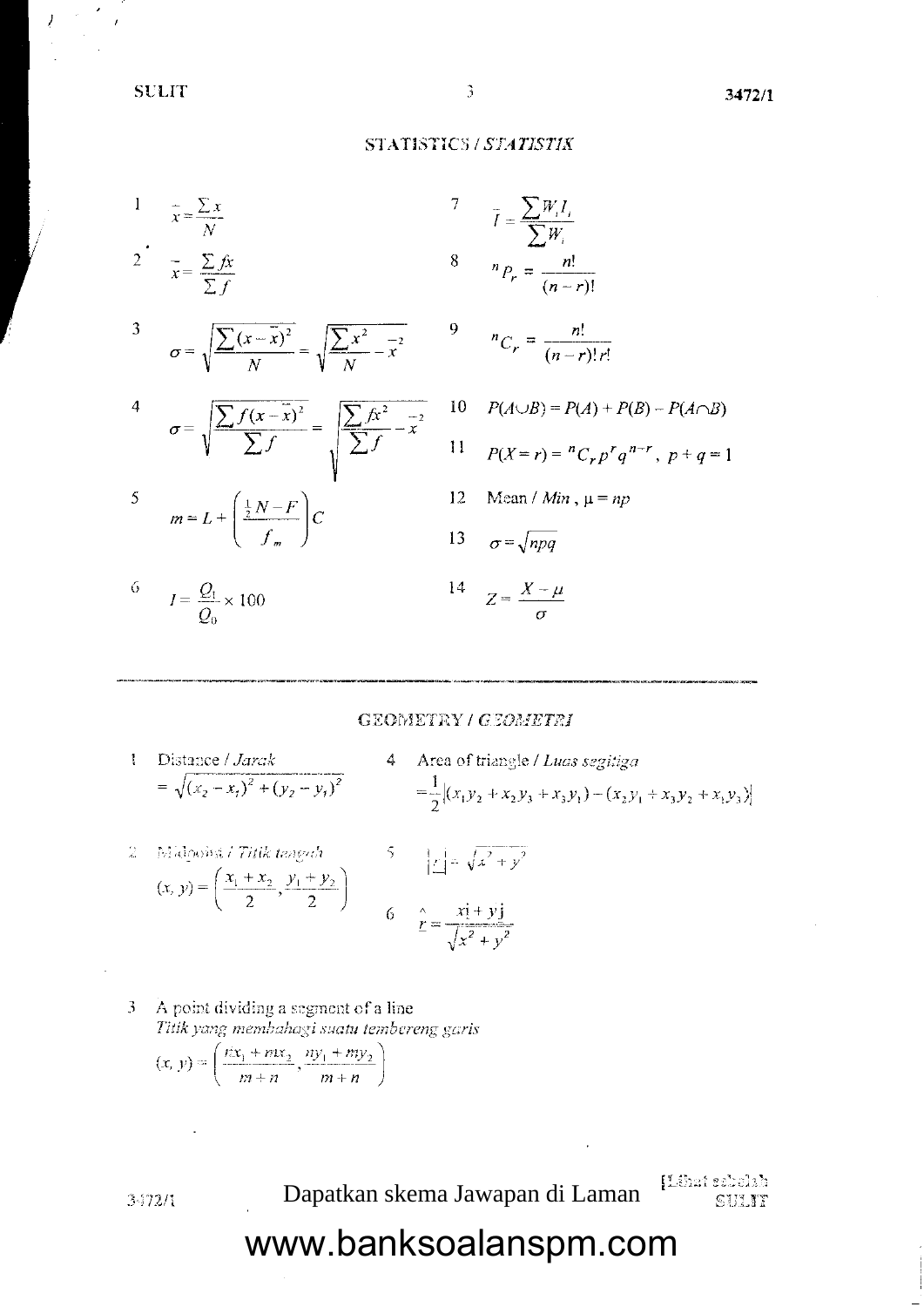## STATISTICS / *STATISTIK*

1. $\bar{x} = \dfrac{\sum x}{N}$

2. $\bar{x} = \dfrac{\sum fx}{\sum f}$

3. $\sigma = \sqrt{\dfrac{\sum (x - \bar{x})^2}{N}} = \sqrt{\dfrac{\sum x^2}{N} - \bar{x}^2}$

4. $\sigma = \sqrt{\dfrac{\sum f(x - \bar{x})^2}{\sum f}} = \sqrt{\dfrac{\sum fx^2}{\sum f} - \bar{x}^2}$

5. $m = L + \left( \dfrac{\frac{1}{2}N - F}{f_m} \right) C$

6. $I = \dfrac{Q_1}{Q_0} \times 100$

7. $\bar{I} = \dfrac{\sum W_i I_i}{\sum W_i}$

8. ${}^{n}P_r = \dfrac{n!}{(n-r)!}$

9. ${}^{n}C_r = \dfrac{n!}{(n-r)!\,r!}$

10. $P(A \cup B) = P(A) + P(B) - P(A \cap B)$

11. $P(X = r) = {}^{n}C_r\, p^r q^{n-r}, \; p + q = 1$

12. Mean / *Min* , $\mu = np$

13. $\sigma = \sqrt{npq}$

14. $Z = \dfrac{X - \mu}{\sigma}$

---

## GEOMETRY / *GEOMETRI*

1. Distance / *Jarak*
   $= \sqrt{(x_2 - x_1)^2 + (y_2 - y_1)^2}$

2. Midpoint / *Titik tengah*
   $(x, y) = \left( \dfrac{x_1 + x_2}{2}, \dfrac{y_1 + y_2}{2} \right)$

3. A point dividing a segment of a line
   *Titik yang membahagi suatu tembereng garis*
   $(x, y) = \left( \dfrac{nx_1 + mx_2}{m + n}, \dfrac{ny_1 + my_2}{m + n} \right)$

4. Area of triangle / *Luas segitiga*
   $= \dfrac{1}{2} \left| (x_1 y_2 + x_2 y_3 + x_3 y_1) - (x_2 y_1 + x_3 y_2 + x_1 y_3) \right|$

5. $|\underset{\sim}{r}| = \sqrt{x^2 + y^2}$

6. $\hat{\underset{\sim}{r}} = \dfrac{x\underset{\sim}{i} + y\underset{\sim}{j}}{\sqrt{x^2 + y^2}}$

Dapatkan skema Jawapan di Laman

www.banksoalanspm.com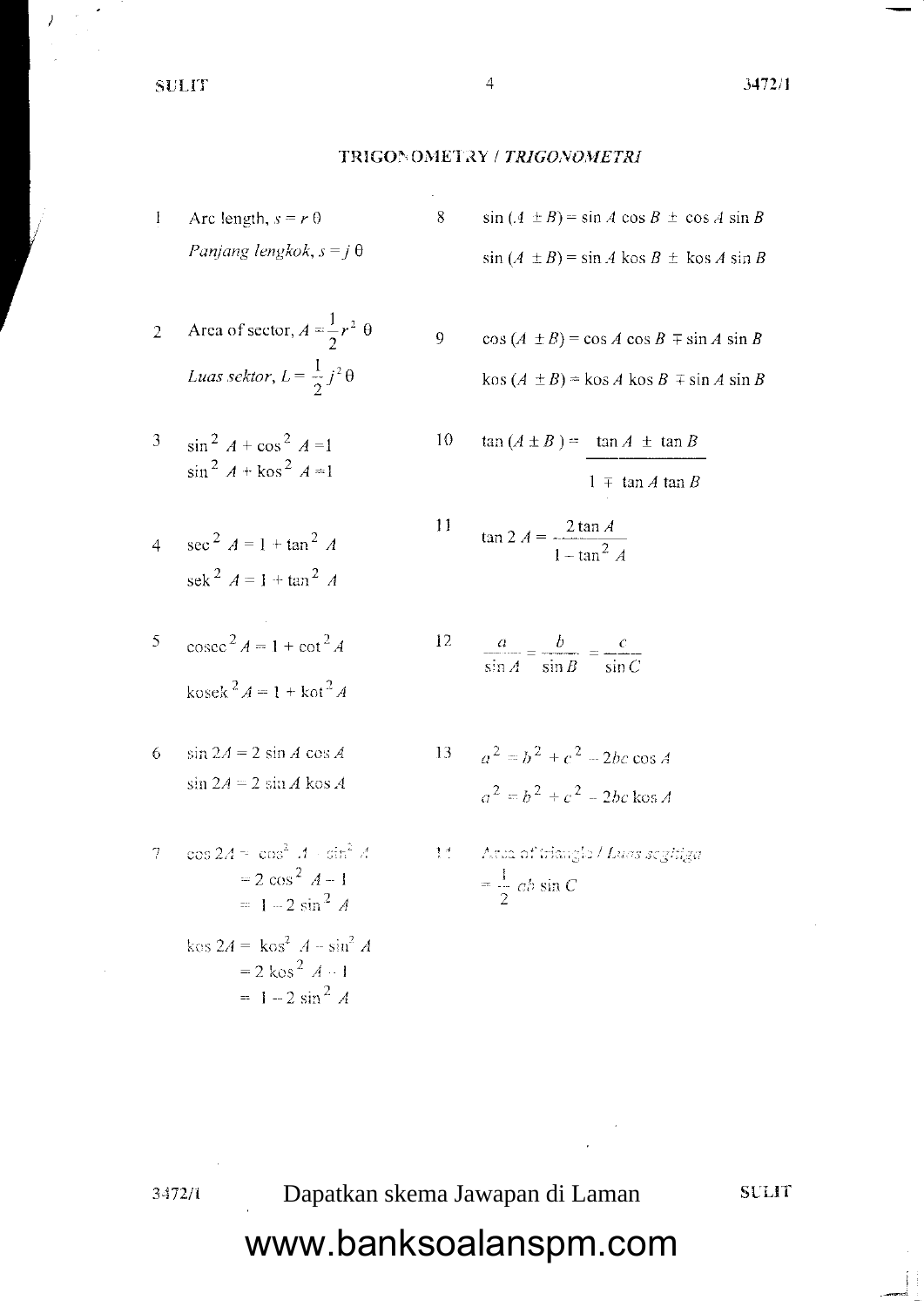## TRIGONOMETRY / *TRIGONOMETRI*

1. Arc length, $s = r\,\theta$

   *Panjang lengkok*, $s = j\,\theta$

2. Area of sector, $A = \frac{1}{2} r^2 \theta$

   *Luas sektor*, $L = \frac{1}{2} j^2 \theta$

3. $\sin^2 A + \cos^2 A = 1$

   $\sin^2 A + \text{kos}^2 A = 1$

4. $\sec^2 A = 1 + \tan^2 A$

   $\text{sek}^2 A = 1 + \tan^2 A$

5. $\text{cosec}^2 A = 1 + \cot^2 A$

   $\text{kosek}^2 A = 1 + \text{kot}^2 A$

6. $\sin 2A = 2 \sin A \cos A$

   $\sin 2A = 2 \sin A\, \text{kos}\, A$

7. $\cos 2A = \cos^2 A - \sin^2 A$

   $= 2\cos^2 A - 1$

   $= 1 - 2\sin^2 A$

   $\text{kos}\, 2A = \text{kos}^2 A - \sin^2 A$

   $= 2\,\text{kos}^2 A - 1$

   $= 1 - 2\sin^2 A$

8. $\sin (A \pm B) = \sin A \cos B \pm \cos A \sin B$

   $\sin (A \pm B) = \sin A\, \text{kos}\, B \pm \text{kos}\, A \sin B$

9. $\cos (A \pm B) = \cos A \cos B \mp \sin A \sin B$

   $\text{kos}\, (A \pm B) = \text{kos}\, A\, \text{kos}\, B \mp \sin A \sin B$

10. $\tan (A \pm B) = \dfrac{\tan A \pm \tan B}{1 \mp \tan A \tan B}$

11. $\tan 2A = \dfrac{2 \tan A}{1 - \tan^2 A}$

12. $\dfrac{a}{\sin A} = \dfrac{b}{\sin B} = \dfrac{c}{\sin C}$

13. $a^2 = b^2 + c^2 - 2bc \cos A$

    $a^2 = b^2 + c^2 - 2bc\, \text{kos}\, A$

14. Area of triangle / *Luas segitiga*

    $= \frac{1}{2} ab \sin C$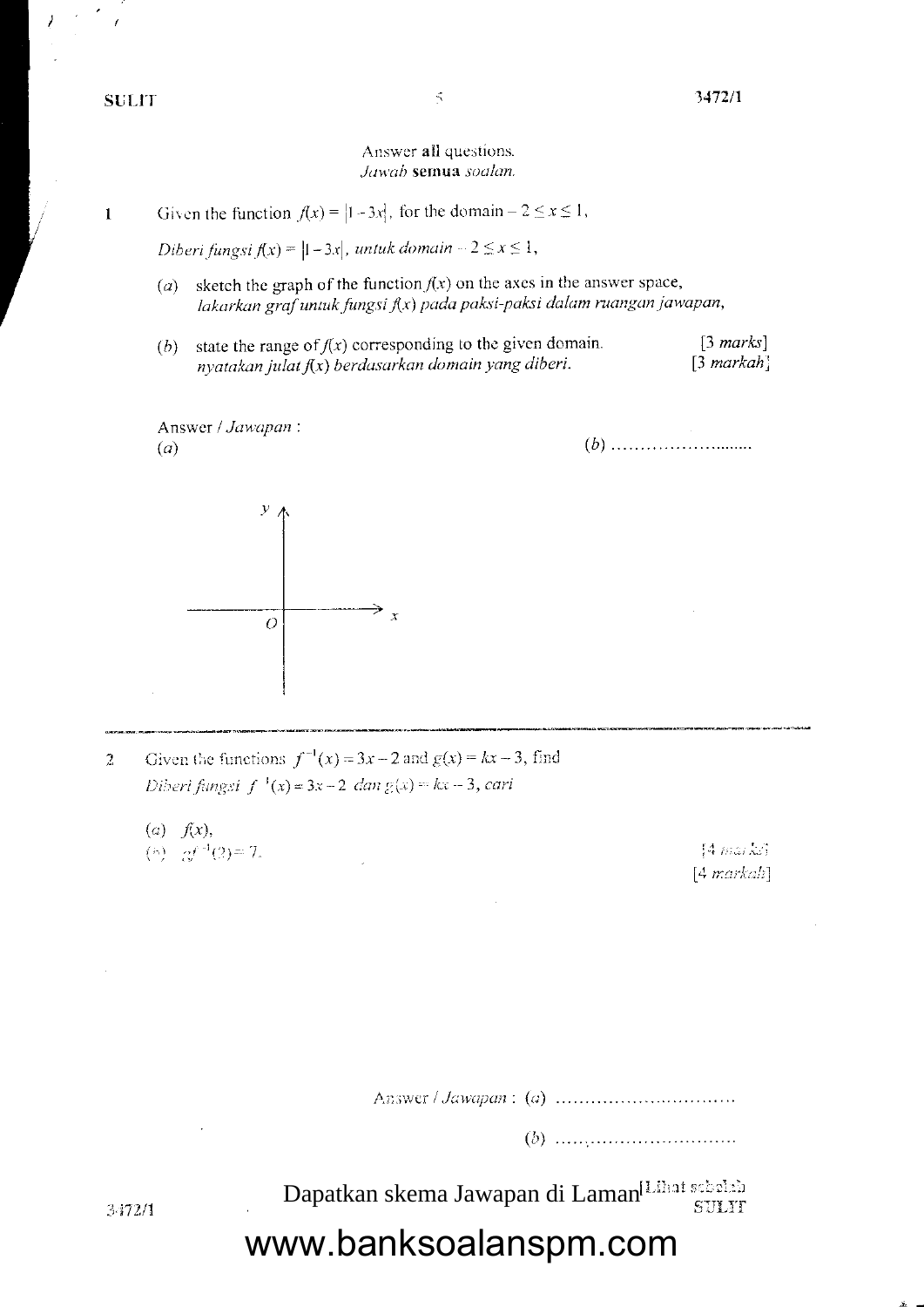Answer **all** questions.
*Jawab* **semua** *soalan.*

1 Given the function $f(x) = |1 - 3x|$, for the domain $-2 \le x \le 1$,

*Diberi fungsi* $f(x) = |1 - 3x|$, *untuk domain* $-2 \le x \le 1$,

(*a*) sketch the graph of the function $f(x)$ on the axes in the answer space,
*lakarkan graf untuk fungsi* $f(x)$ *pada paksi-paksi dalam ruangan jawapan,*

(*b*) state the range of $f(x)$ corresponding to the given domain. [3 *marks*]
*nyatakan julat* $f(x)$ *berdasarkan domain yang diberi.* [3 *markah*]

Answer / *Jawapan* :

(*a*)

y
O
x

(*b*) ..............................

---

2 Given the functions $f^{-1}(x) = 3x - 2$ and $g(x) = kx - 3$, find
*Diberi fungsi* $f^{-1}(x) = 3x - 2$ *dan* $g(x) = kx - 3$, *cari*

(*a*) $f(x)$,

(*b*) $gf^{-1}(2) = 7$.

[4 *marks*]
[4 *markah*]

Answer / *Jawapan* : (*a*) ..............................

(*b*) ..............................

Dapatkan skema Jawapan di Laman

www.banksoalanspm.com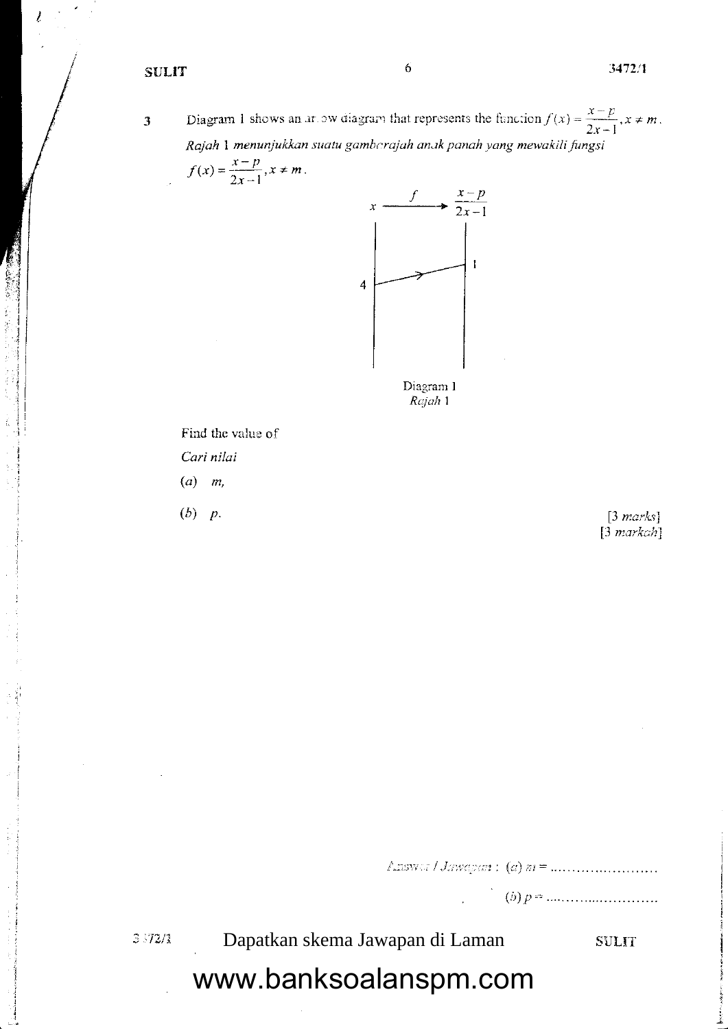**3** Diagram 1 shows an arrow diagram that represents the function $f(x) = \dfrac{x - p}{2x - 1}, x \neq m$.

*Rajah* 1 *menunjukkan suatu gambarajah anak panah yang mewakili fungsi* $f(x) = \dfrac{x - p}{2x - 1}, x \neq m$.

$x \xrightarrow{f} \dfrac{x-p}{2x-1}$

4

1

Diagram 1

*Rajah* 1

Find the value of

*Cari nilai*

(*a*) $m$,

(*b*) $p$.

[3 *marks*]
[3 *markah*]

Answer / *Jawapan* : (*a*) $m$ = ……………………

(*b*) $p$ = ……………………

Dapatkan skema Jawapan di Laman

www.banksoalanspm.com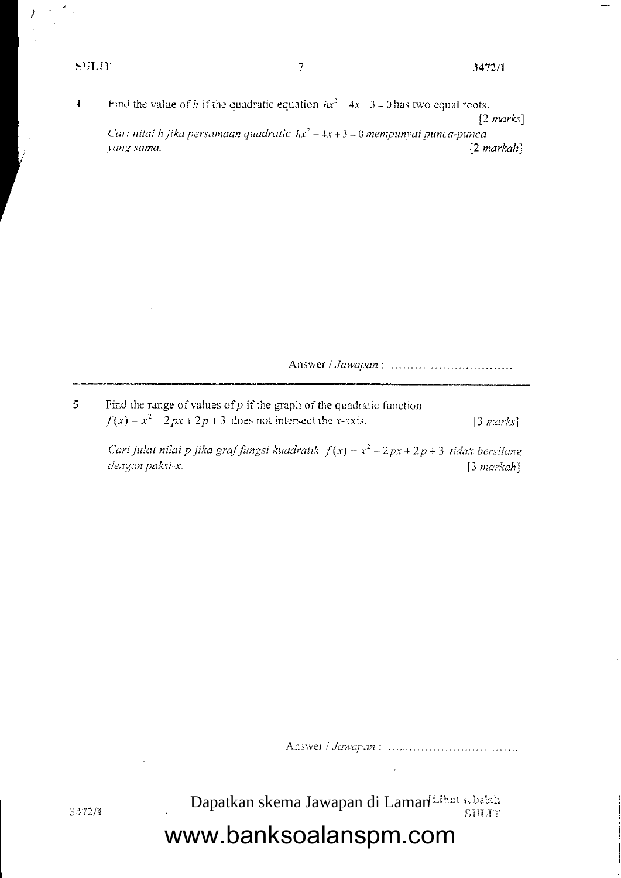4 Find the value of $h$ if the quadratic equation $hx^2 - 4x + 3 = 0$ has two equal roots.

[2 *marks*]

*Cari nilai h jika persamaan quadratic* $hx^2 - 4x + 3 = 0$ *mempunyai punca-punca yang sama.*

[2 *markah*]

Answer / *Jawapan* : ..............................

---

5 Find the range of values of $p$ if the graph of the quadratic function $f(x) = x^2 - 2px + 2p + 3$ does not intersect the $x$-axis.

[3 *marks*]

*Cari julat nilai p jika graf fungsi kuadratik* $f(x) = x^2 - 2px + 2p + 3$ *tidak bersilang dengan paksi-x.*

[3 *markah*]

Answer / *Jawapan* : ..............................

Dapatkan skema Jawapan di Laman

www.banksoalanspm.com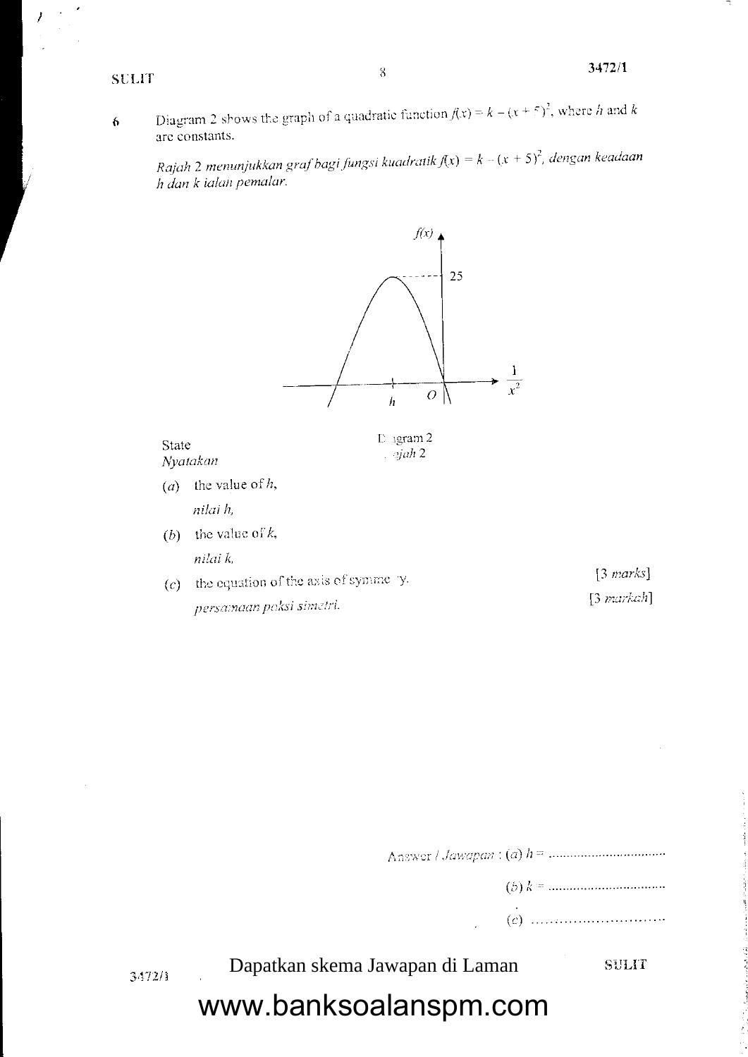6 Diagram 2 shows the graph of a quadratic function $f(x) = k - (x + 5)^2$, where $h$ and $k$ are constants.

*Rajah 2 menunjukkan graf bagi fungsi kuadratik $f(x) = k - (x + 5)^2$, dengan keadaan h dan k ialah pemalar.*

$f(x)$

25

$h$ $O$

$\frac{1}{x^2}$

Diagram 2
*Rajah 2*

State
*Nyatakan*

(*a*) the value of $h$,

*nilai h,*

(*b*) the value of $k$,

*nilai k,*

(*c*) the equation of the axis of symmetry.

*persamaan paksi simetri.*

[3 *marks*]
[3 *markah*]

Answer / *Jawapan* : (*a*) $h$ = ..............................

(*b*) $k$ = ..............................

(*c*) ..............................

Dapatkan skema Jawapan di Laman

www.banksoalanspm.com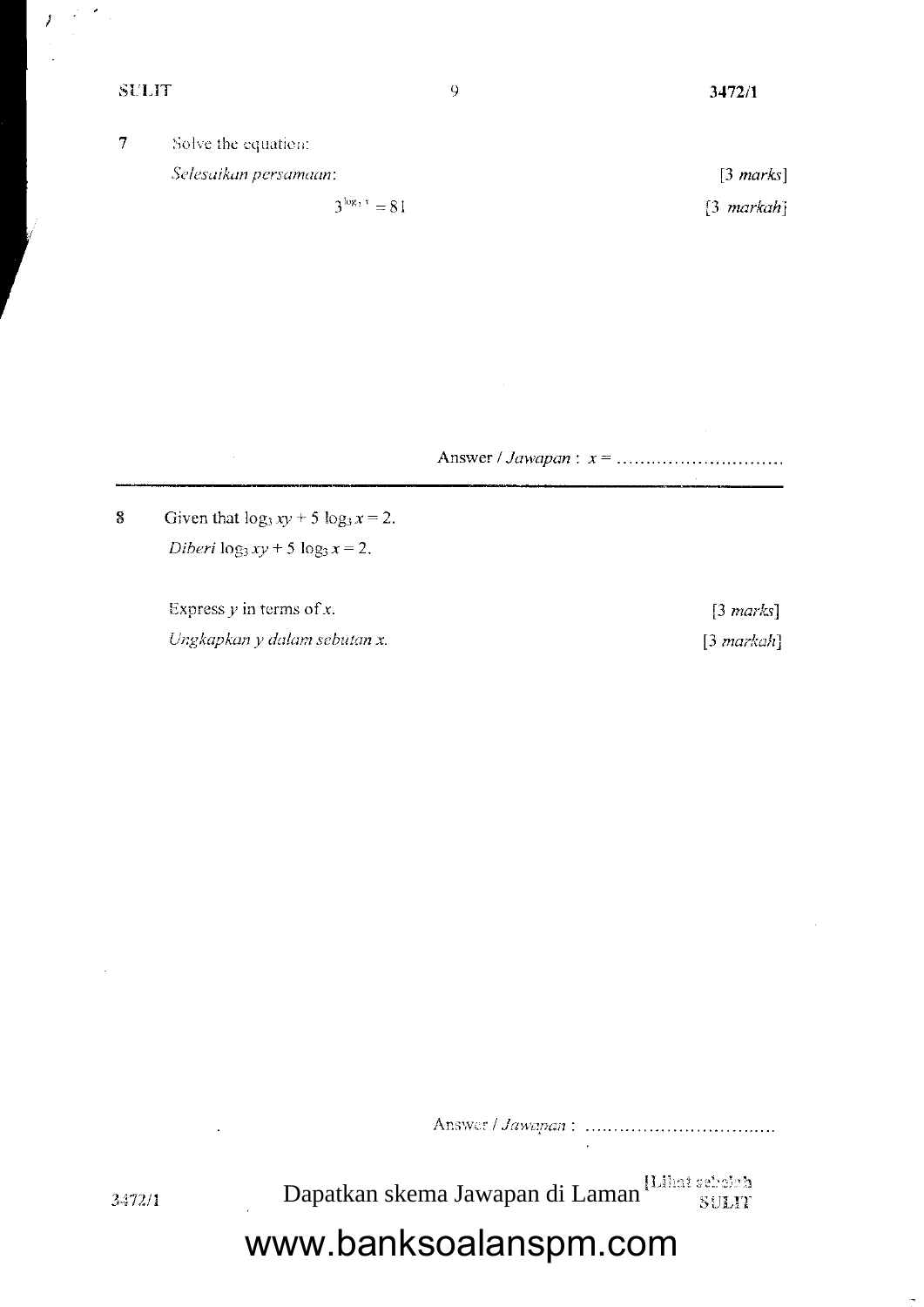**7** Solve the equation:

*Selesaikan persamaan*:

$$3^{\log_3 x} = 81$$

[3 *marks*]
[3 *markah*]

Answer / *Jawapan* : $x =$ ..............................

---

**8** Given that $\log_3 xy + 5\log_3 x = 2$.

*Diberi* $\log_3 xy + 5\log_3 x = 2$.

Express $y$ in terms of $x$. [3 *marks*]

*Ungkapkan y dalam sebutan x.* [3 *markah*]

Answer / *Jawapan* : ..................................

Dapatkan skema Jawapan di Laman

www.banksoalanspm.com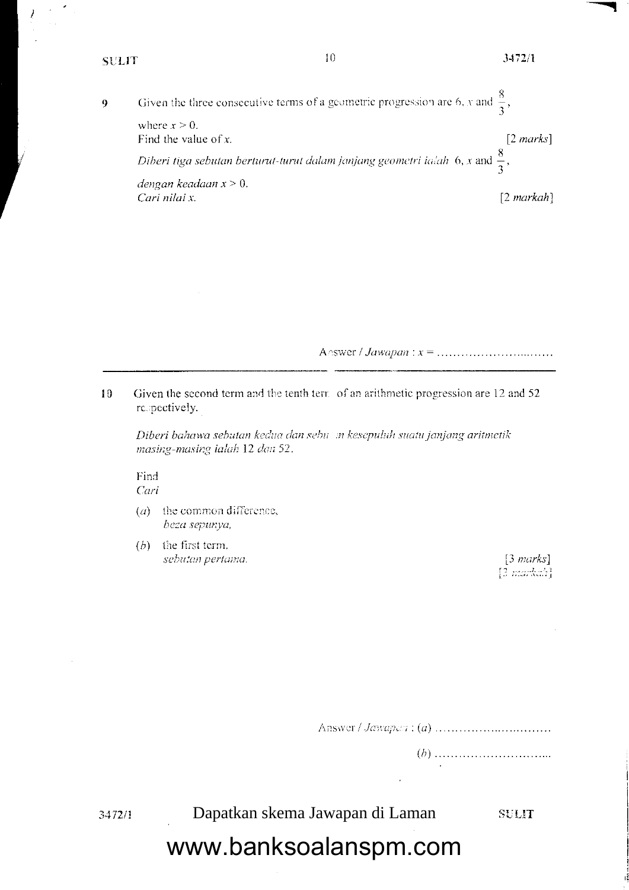9 Given the three consecutive terms of a geometric progression are 6, $x$ and $\frac{8}{3}$, where $x > 0$.
Find the value of $x$. [2 *marks*]

*Diberi tiga sebutan berturut-turut dalam janjang geometri ialah* 6, $x$ and $\frac{8}{3}$, *dengan keadaan* $x > 0$.
*Cari nilai* $x$. [2 *markah*]

Answer / *Jawapan* : $x$ = ..............................

---

10 Given the second term and the tenth term of an arithmetic progression are 12 and 52 respectively.

*Diberi bahawa sebutan kedua dan sebutan kesepuluh suatu janjang aritmetik masing-masing ialah* 12 *dan* 52.

Find
*Cari*

(*a*) the common difference,
*beza sepunya,*

(*b*) the first term.
*sebutan pertama.* [3 *marks*]
[3 *markah*]

Answer / *Jawapan* : (*a*) ..............................

(*b*) ..............................

Dapatkan skema Jawapan di Laman

www.banksoalanspm.com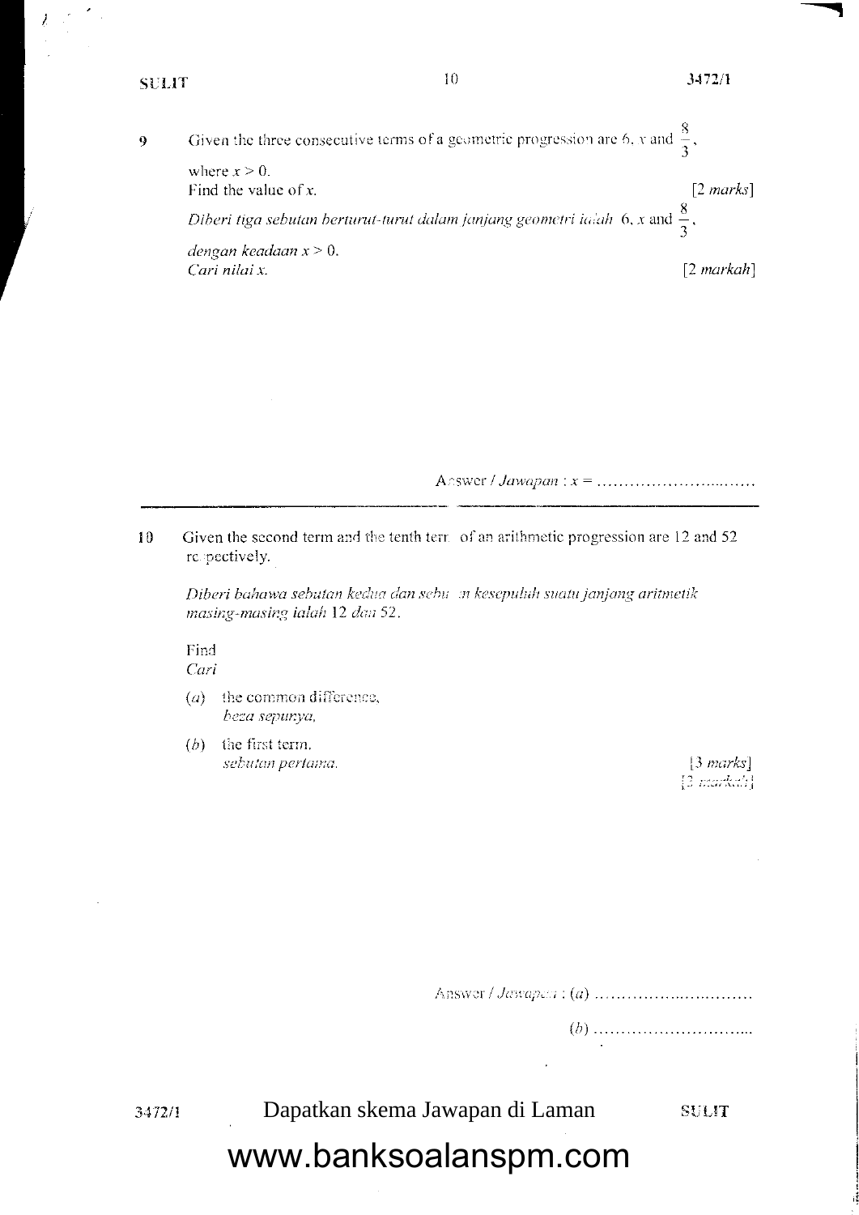9 Given the three consecutive terms of a geometric progression are 6, $x$ and $\frac{8}{3}$, where $x > 0$.
Find the value of $x$. [2 *marks*]

*Diberi tiga sebutan berturut-turut dalam janjang geometri ialah* 6, $x$ and $\frac{8}{3}$, *dengan keadaan* $x > 0$.
*Cari nilai* $x$. [2 *markah*]

Answer / *Jawapan* : $x$ = ……………………………

---

10 Given the second term and the tenth term of an arithmetic progression are 12 and 52 respectively.

*Diberi bahawa sebutan kedua dan sebutan kesepuluh suatu janjang aritmetik masing-masing ialah* 12 *dan* 52.

Find
*Cari*

(*a*) the common difference,
*beza sepunya,*

(*b*) the first term.
*sebutan pertama.*

[3 *marks*]
[3 *markah*]

Answer / *Jawapan* : (*a*) ……………………………

(*b*) ……………………………

Dapatkan skema Jawapan di Laman

www.banksoalanspm.com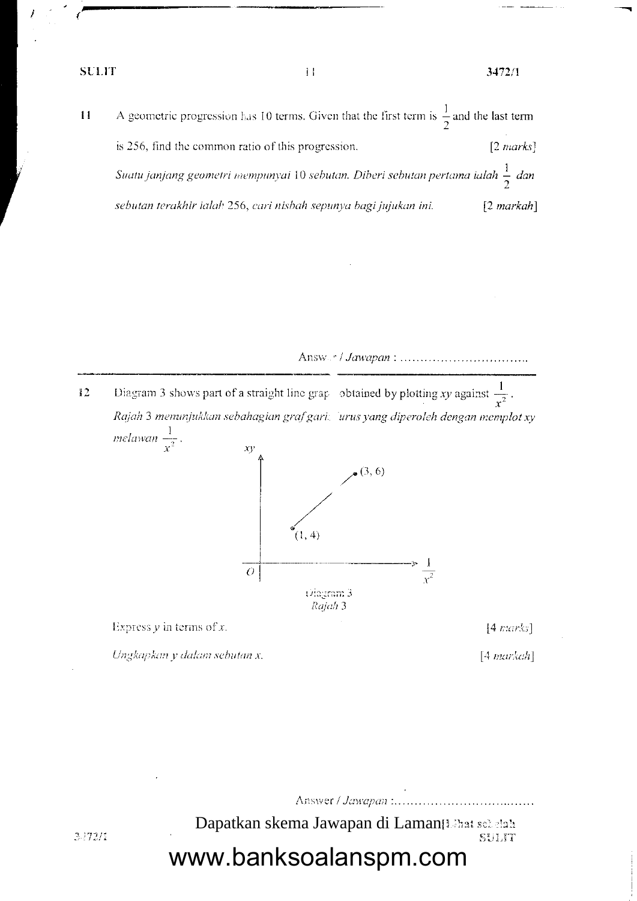**11** A geometric progression has 10 terms. Given that the first term is $\frac{1}{2}$ and the last term is 256, find the common ratio of this progression. [2 *marks*]

*Suatu janjang geometri mempunyai 10 sebutan. Diberi sebutan pertama ialah $\frac{1}{2}$ dan sebutan terakhir ialah 256, cari nisbah sepunya bagi jujukan ini.* [2 *markah*]

Answer / *Jawapan* : ................................

**12** Diagram 3 shows part of a straight line graph obtained by plotting $xy$ against $\frac{1}{x^2}$.

*Rajah 3 menunjukkan sebahagian graf garis lurus yang diperoleh dengan memplot $xy$ melawan $\frac{1}{x^2}$.*

$xy$

(3, 6)

(1, 4)

$O$

$\frac{1}{x^2}$

Diagram 3
*Rajah 3*

Express $y$ in terms of $x$. [4 *marks*]

*Ungkapkan $y$ dalam sebutan $x$.* [4 *markah*]

Answer / *Jawapan* :................................

Dapatkan skema Jawapan di Laman

www.banksoalanspm.com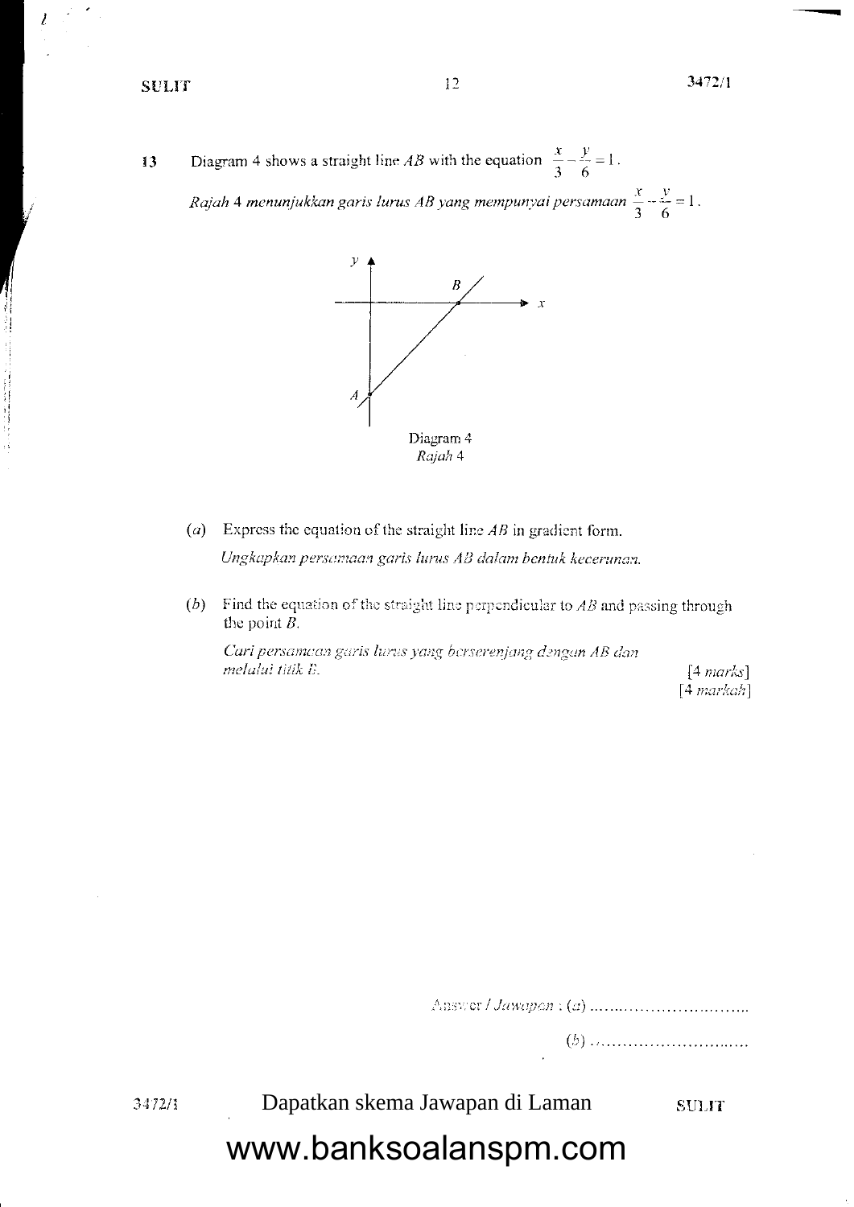**13** Diagram 4 shows a straight line $AB$ with the equation $\frac{x}{3} - \frac{y}{6} = 1$.

*Rajah 4 menunjukkan garis lurus AB yang mempunyai persamaan* $\frac{x}{3} - \frac{y}{6} = 1$.

Diagram 4
*Rajah 4*

(*a*) Express the equation of the straight line $AB$ in gradient form.

*Ungkapkan persamaan garis lurus AB dalam bentuk kecerunan.*

(*b*) Find the equation of the straight line perpendicular to $AB$ and passing through the point $B$.

*Cari persamaan garis lurus yang berserenjang dengan AB dan melalui titik B.*

[4 *marks*]
[4 *markah*]

Answer / *Jawapan* : (*a*) ..................................

(*b*) ..................................

Dapatkan skema Jawapan di Laman

www.banksoalanspm.com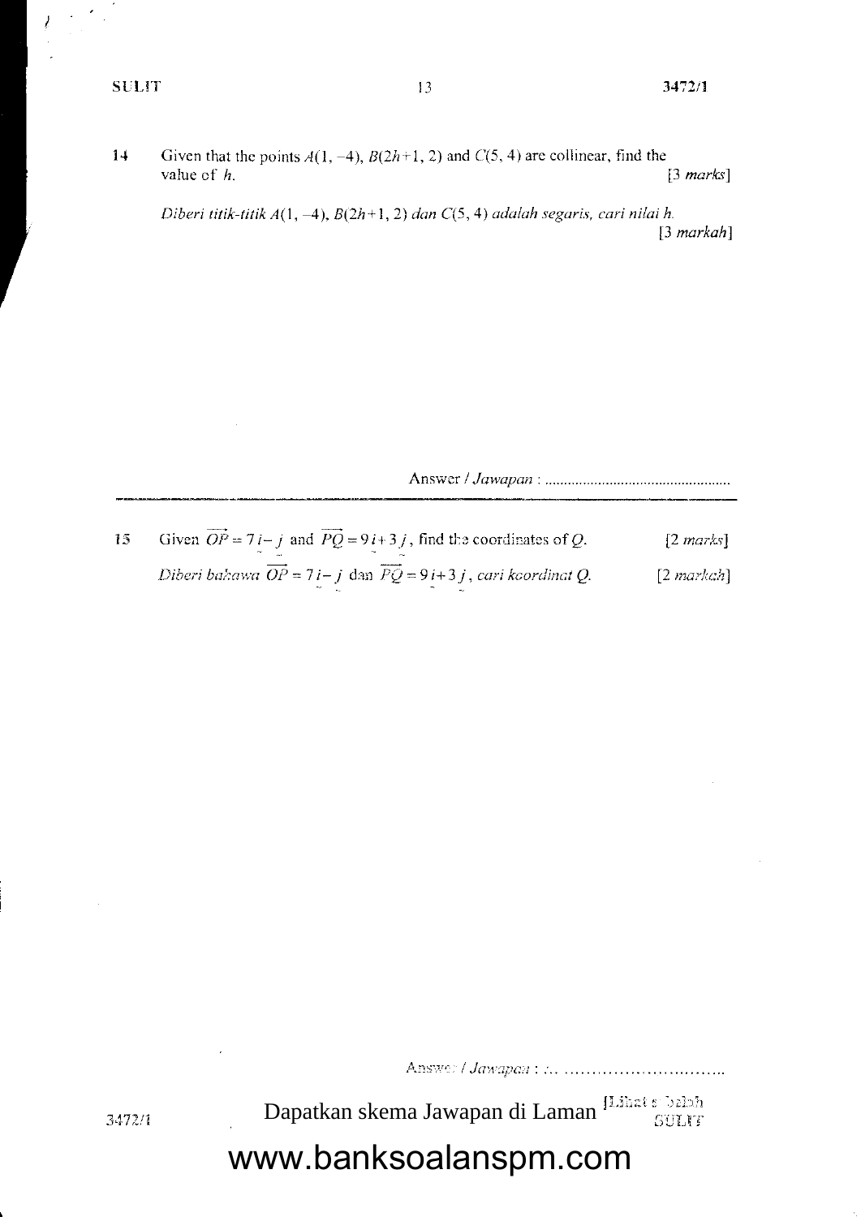14 Given that the points $A(1, -4)$, $B(2h+1, 2)$ and $C(5, 4)$ are collinear, find the value of $h$. [3 *marks*]

*Diberi titik-titik* $A(1, -4)$, $B(2h+1, 2)$ *dan* $C(5, 4)$ *adalah segaris, cari nilai* $h$. [3 *markah*]

Answer / *Jawapan* : ................................................

---

15 Given $\overrightarrow{OP} = 7\underset{\sim}{i} - \underset{\sim}{j}$ and $\overrightarrow{PQ} = 9\underset{\sim}{i} + 3\underset{\sim}{j}$, find the coordinates of $Q$. [2 *marks*]

*Diberi bahawa* $\overrightarrow{OP} = 7\underset{\sim}{i} - \underset{\sim}{j}$ *dan* $\overrightarrow{PQ} = 9\underset{\sim}{i} + 3\underset{\sim}{j}$, *cari koordinat* $Q$. [2 *markah*]

Answer / *Jawapan* : ................................................

Dapatkan skema Jawapan di Laman

www.banksoalanspm.com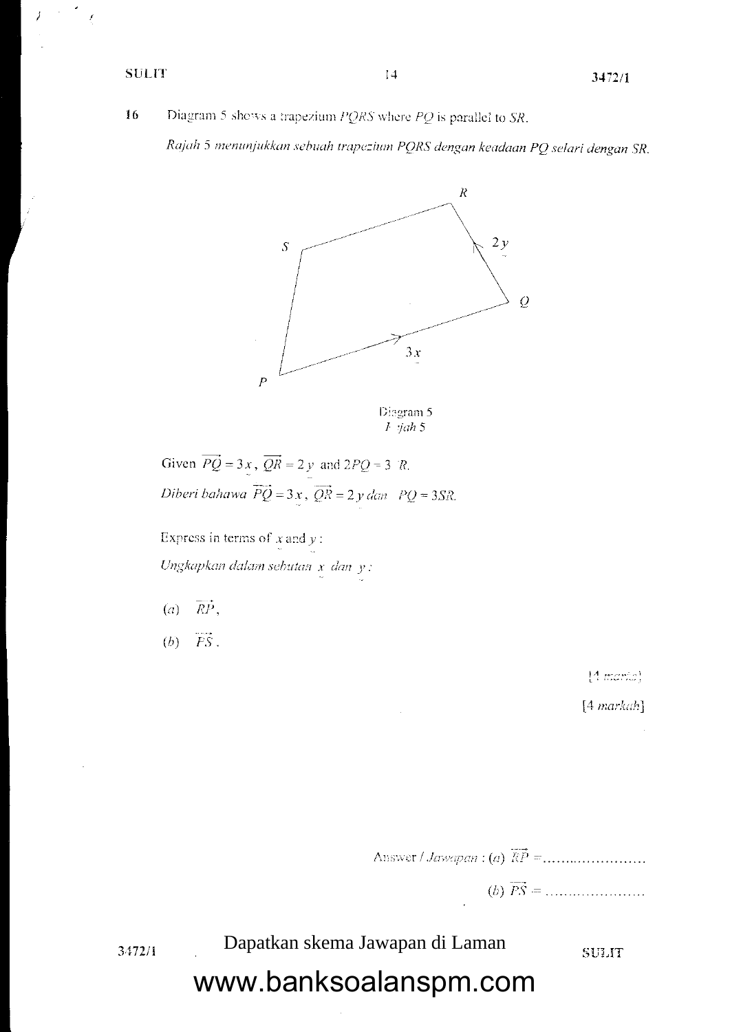**16** Diagram 5 shows a trapezium $PQRS$ where $PQ$ is parallel to $SR$.

*Rajah 5 menunjukkan sebuah trapezium PQRS dengan keadaan PQ selari dengan SR.*

Diagram 5
*Rajah 5*

Given $\overrightarrow{PQ} = 3\underset{\sim}{x}$, $\overrightarrow{QR} = 2\underset{\sim}{y}$ and $2PQ = 3SR$.

*Diberi bahawa* $\overrightarrow{PQ} = 3\underset{\sim}{x}$, $\overrightarrow{QR} = 2\underset{\sim}{y}$ *dan* $PQ = 3SR$.

Express in terms of $\underset{\sim}{x}$ and $\underset{\sim}{y}$ :

*Ungkapkan dalam sebutan* $\underset{\sim}{x}$ *dan* $\underset{\sim}{y}$ :

(a) $\overrightarrow{RP}$,

(b) $\overrightarrow{PS}$.

[4 marks]

[4 *markah*]

Answer / *Jawapan* : (a) $\overrightarrow{RP}$ = ……………………

(b) $\overrightarrow{PS}$ = ……………………

Dapatkan skema Jawapan di Laman

www.banksoalanspm.com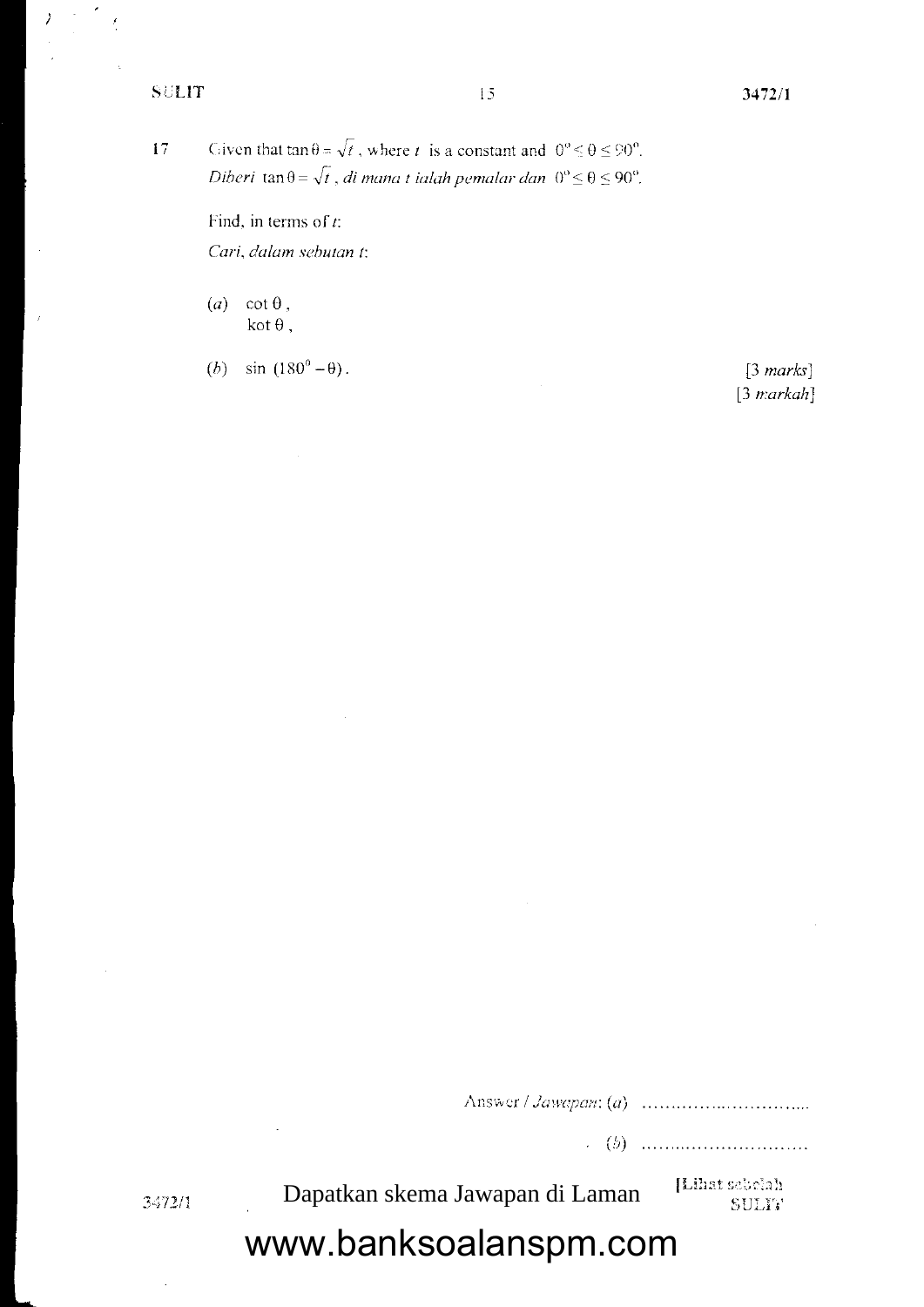17 Given that $\tan\theta = \sqrt{t}$, where $t$ is a constant and $0^\circ \leq \theta \leq 90^\circ$.
*Diberi* $\tan\theta = \sqrt{t}$, *di mana t ialah pemalar dan* $0^\circ \leq \theta \leq 90^\circ$.

Find, in terms of $t$:
*Cari, dalam sebutan t:*

(*a*) $\cot\theta$,
kot $\theta$,

(*b*) $\sin(180^\circ - \theta)$.

[3 *marks*]
[3 *markah*]

Answer / *Jawapan*: (*a*) ..............................

(*b*) ..............................

Dapatkan skema Jawapan di Laman

www.banksoalanspm.com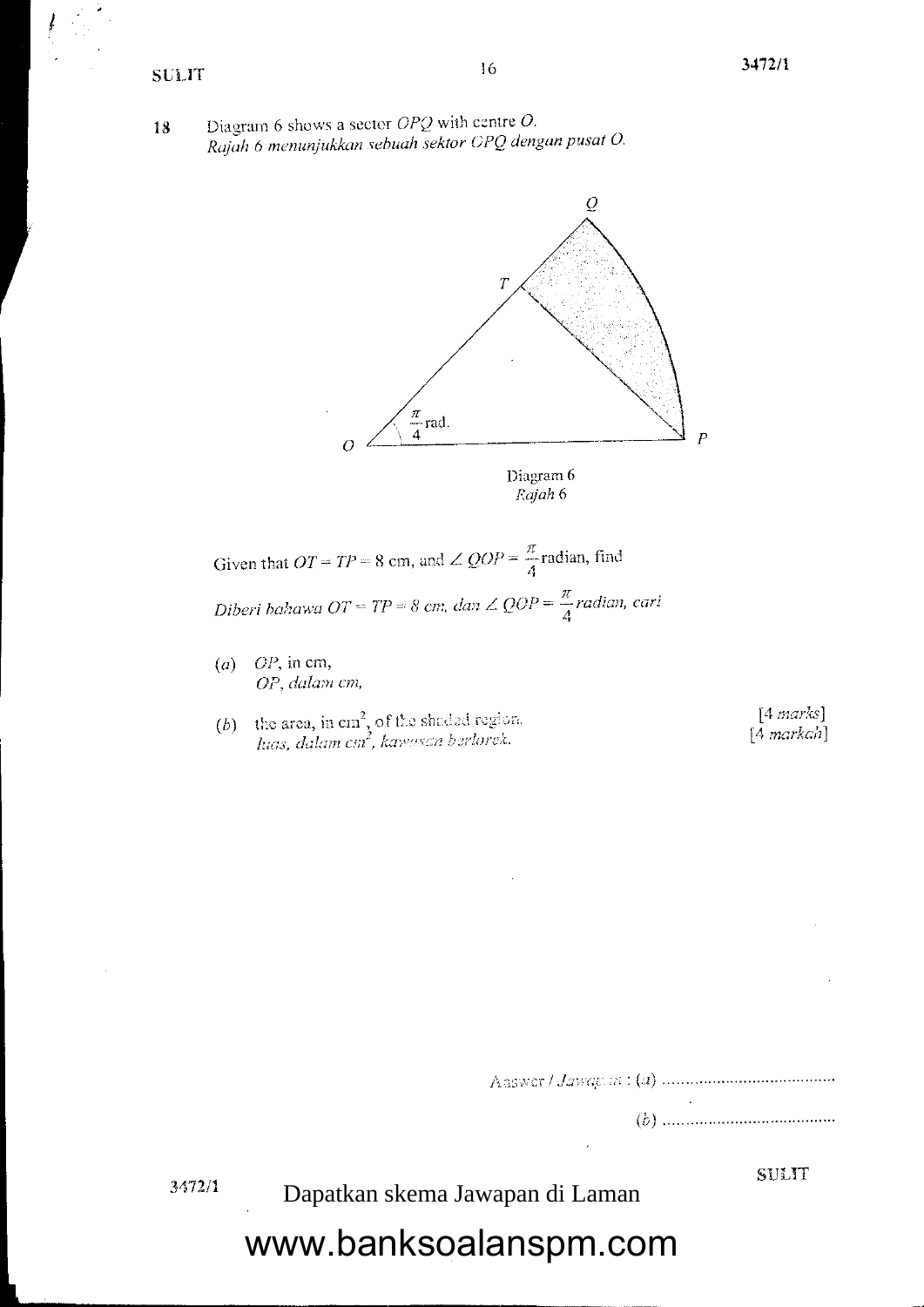**18** Diagram 6 shows a sector $OPQ$ with centre $O$.
*Rajah 6 menunjukkan sebuah sektor $OPQ$ dengan pusat $O$.*

Q

T

$\frac{\pi}{4}$ rad.

O

P

Diagram 6
*Rajah 6*

Given that $OT = TP = 8$ cm, and $\angle QOP = \frac{\pi}{4}$ radian, find

*Diberi bahawa $OT = TP = 8$ cm, dan $\angle QOP = \frac{\pi}{4}$ radian, cari*

(*a*) $OP$, in cm,
*$OP$, dalam cm,*

(*b*) the area, in $\text{cm}^2$, of the shaded region.
*luas, dalam $\text{cm}^2$, kawasan berlorek.*

[4 *marks*]
[4 *markah*]

Answer / *Jawapan* : (*a*) ......................................

(*b*) ......................................

Dapatkan skema Jawapan di Laman

www.banksoalanspm.com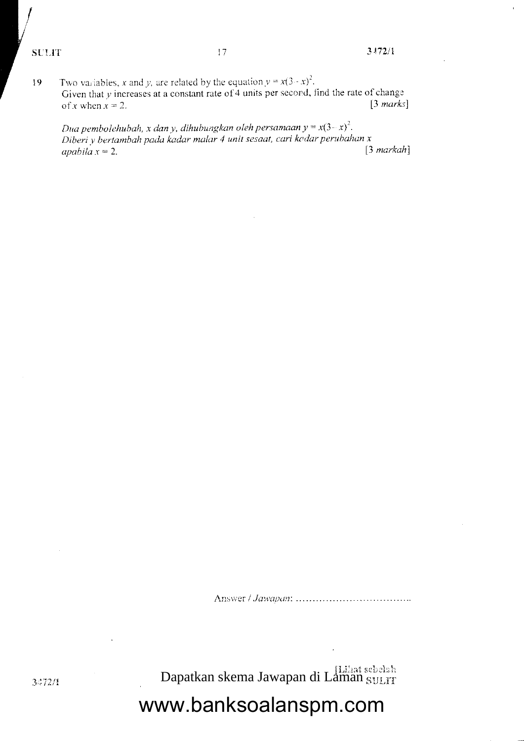19 Two variables, $x$ and $y$, are related by the equation $y = x(3 - x)^2$.
Given that $y$ increases at a constant rate of 4 units per second, find the rate of change of $x$ when $x = 2$. [3 *marks*]

*Dua pembolehubah, x dan y, dihubungkan oleh persamaan $y = x(3 - x)^2$.*
*Diberi y bertambah pada kadar malar 4 unit sesaat, cari kadar perubahan x apabila $x = 2$.* [3 *markah*]

Answer / *Jawapan*: ..................................

Dapatkan skema Jawapan di Laman

www.banksoalanspm.com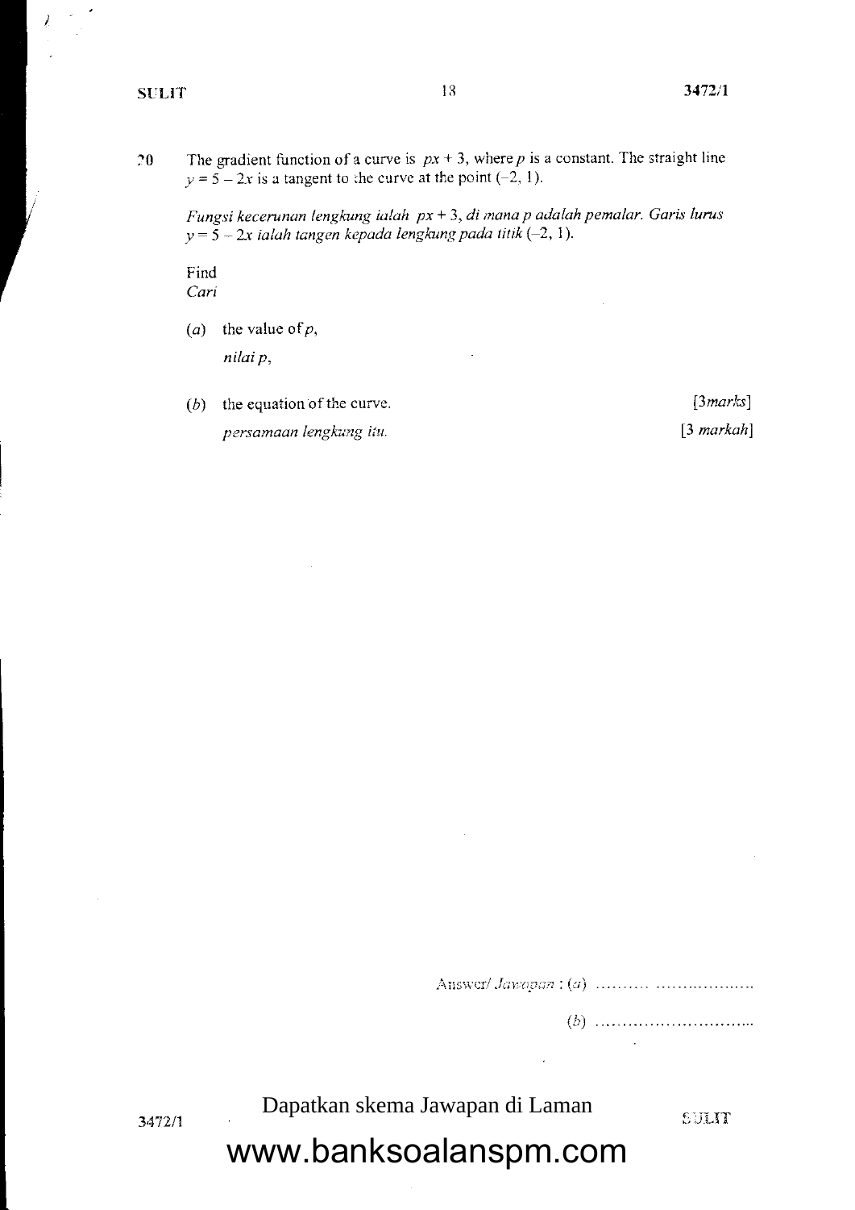20 The gradient function of a curve is $px + 3$, where $p$ is a constant. The straight line $y = 5 - 2x$ is a tangent to the curve at the point $(-2, 1)$.

*Fungsi kecerunan lengkung ialah $px + 3$, di mana $p$ adalah pemalar. Garis lurus $y = 5 - 2x$ ialah tangen kepada lengkung pada titik $(-2, 1)$.*

Find
*Cari*

(*a*) the value of $p$,
*nilai $p$,*

(*b*) the equation of the curve. [3*marks*]
*persamaan lengkung itu.* [3 *markah*]

Answer/ *Jawapan* : (*a*) ..............................

(*b*) ..............................

Dapatkan skema Jawapan di Laman

www.banksoalanspm.com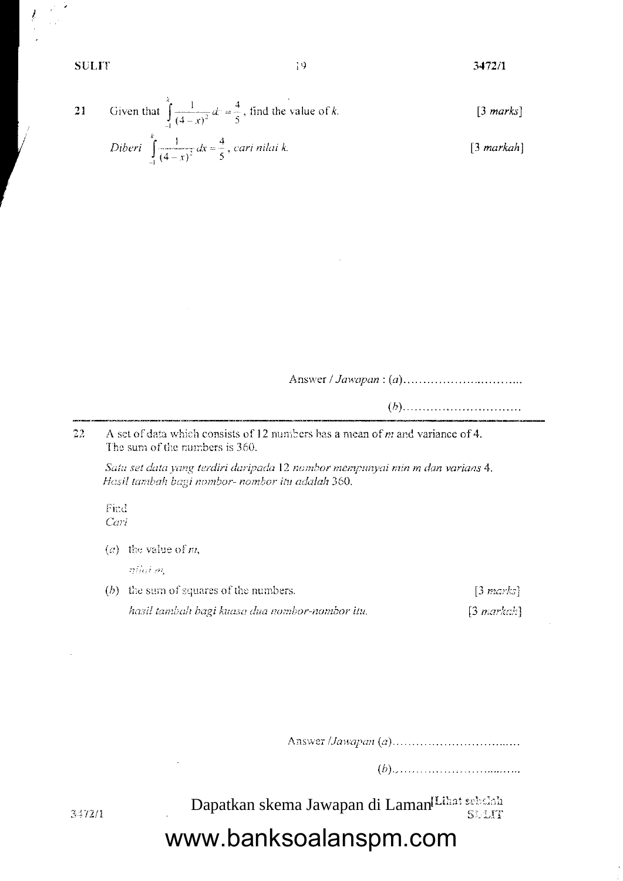21 Given that $\int_{-1}^{k} \frac{1}{(4-x)^2} dx = \frac{4}{5}$, find the value of $k$. [3 *marks*]

*Diberi* $\int_{-1}^{k} \frac{1}{(4-x)^2} dx = \frac{4}{5}$, *cari nilai k.* [3 *markah*]

Answer / *Jawapan* : (*a*)...............................

(*b*)...............................

---

22 A set of data which consists of 12 numbers has a mean of $m$ and variance of 4. The sum of the numbers is 360.

*Satu set data yang terdiri daripada* 12 *nombor mempunyai min m dan varians* 4. *Hasil tambah bagi nombor- nombor itu adalah* 360.

Find
*Cari*

(*a*) the value of $m$,

*nilai m,*

(*b*) the sum of squares of the numbers. [3 *marks*]

*hasil tambah bagi kuasa dua nombor-nombor itu.* [3 *markah*]

Answer /*Jawapan* (*a*)...............................

(*b*)...............................

Dapatkan skema Jawapan di Laman

www.banksoalanspm.com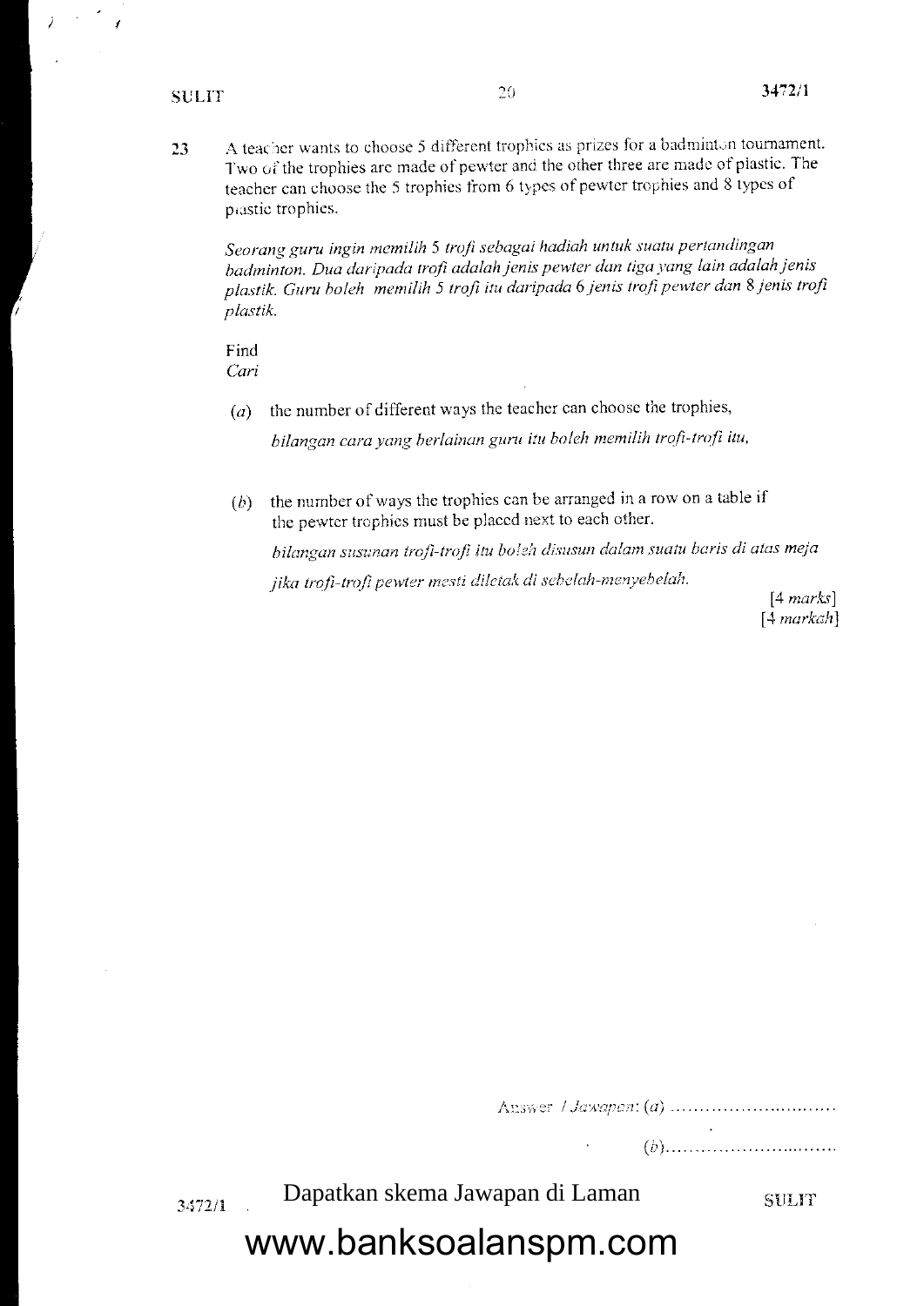23 A teacher wants to choose 5 different trophies as prizes for a badminton tournament. Two of the trophies are made of pewter and the other three are made of plastic. The teacher can choose the 5 trophies from 6 types of pewter trophies and 8 types of plastic trophies.

*Seorang guru ingin memilih 5 trofi sebagai hadiah untuk suatu pertandingan badminton. Dua daripada trofi adalah jenis pewter dan tiga yang lain adalah jenis plastik. Guru boleh memilih 5 trofi itu daripada 6 jenis trofi pewter dan 8 jenis trofi plastik.*

Find
*Cari*

(*a*) the number of different ways the teacher can choose the trophies,
*bilangan cara yang berlainan guru itu boleh memilih trofi-trofi itu,*

(*b*) the number of ways the trophies can be arranged in a row on a table if the pewter trophies must be placed next to each other.
*bilangan susunan trofi-trofi itu boleh disusun dalam suatu baris di atas meja jika trofi-trofi pewter mesti diletak di sebelah-menyebelah.*

[4 *marks*]
[4 *markah*]

Answer / *Jawapan*: (*a*) ..............................

(*b*) ..............................

Dapatkan skema Jawapan di Laman

www.banksoalanspm.com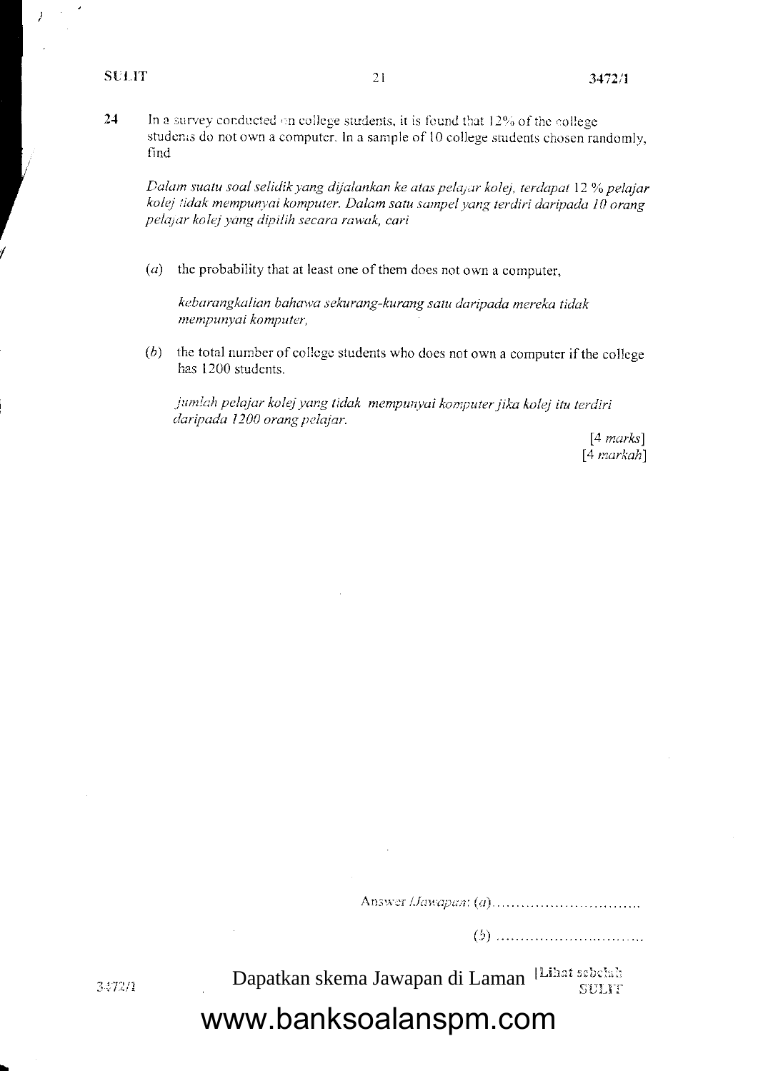**24** In a survey conducted on college students, it is found that 12% of the college students do not own a computer. In a sample of 10 college students chosen randomly, find

*Dalam suatu soal selidik yang dijalankan ke atas pelajar kolej, terdapat 12 % pelajar kolej tidak mempunyai komputer. Dalam satu sampel yang terdiri daripada 10 orang pelajar kolej yang dipilih secara rawak, cari*

(*a*) the probability that at least one of them does not own a computer,

*kebarangkalian bahawa sekurang-kurang satu daripada mereka tidak mempunyai komputer,*

(*b*) the total number of college students who does not own a computer if the college has 1200 students.

*jumlah pelajar kolej yang tidak mempunyai komputer jika kolej itu terdiri daripada 1200 orang pelajar.*

[4 *marks*]
[4 *markah*]

Answer /*Jawapan*: (*a*)................................

(*b*) ................................

Dapatkan skema Jawapan di Laman

www.banksoalanspm.com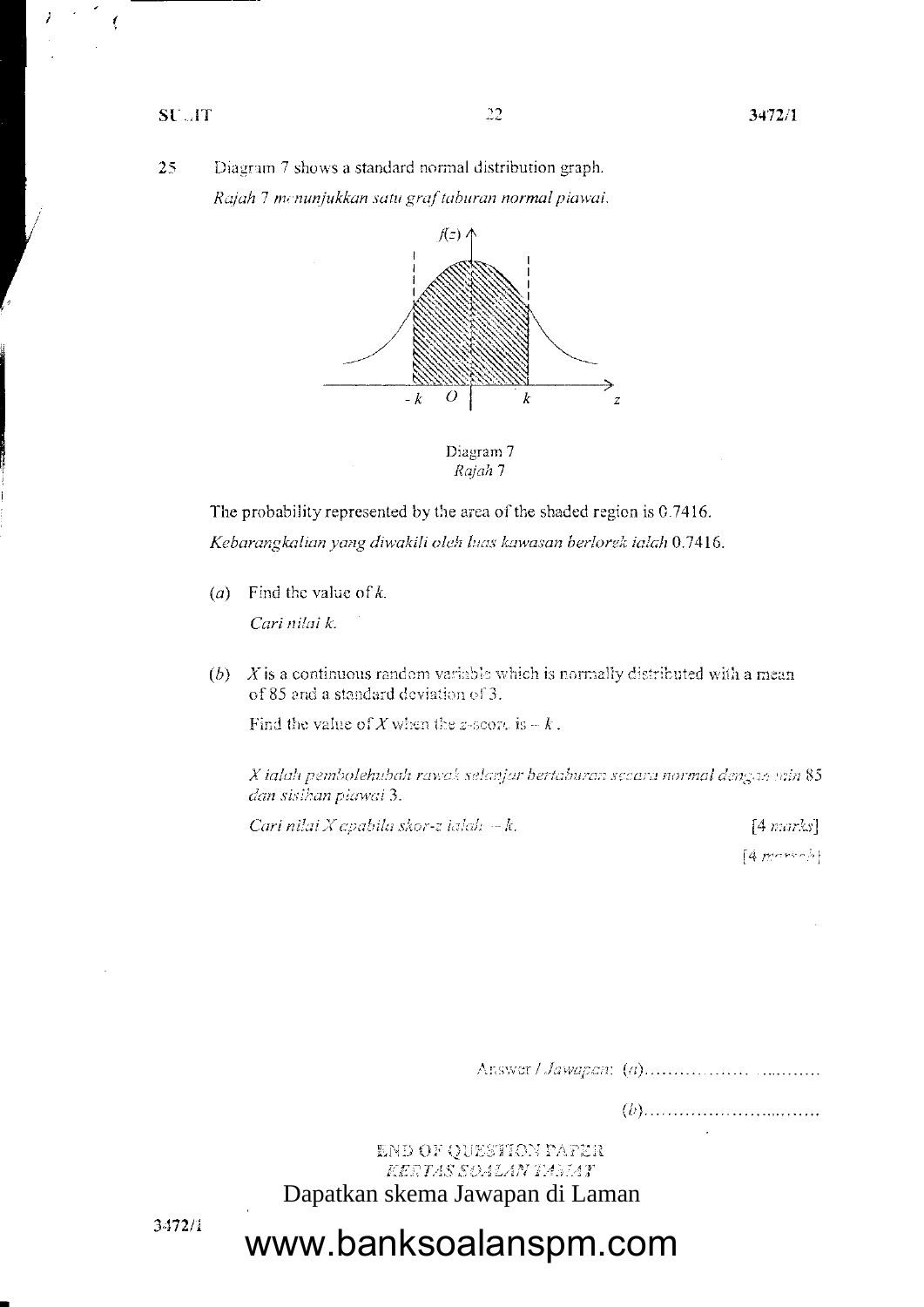25 Diagram 7 shows a standard normal distribution graph.

*Rajah 7 menunjukkan satu graf taburan normal piawai.*

$f(z)$

$-k$ $O$ $k$ $z$

Diagram 7
*Rajah 7*

The probability represented by the area of the shaded region is 0.7416.

*Kebarangkalian yang diwakili oleh luas kawasan berlorek ialah* 0.7416.

(*a*) Find the value of $k$.

*Cari nilai k.*

(*b*) $X$ is a continuous random variable which is normally distributed with a mean of 85 and a standard deviation of 3.

Find the value of $X$ when the z-score is $-k$.

*X ialah pembolehubah rawak selanjar bertaburan secara normal dengan min 85 dan sisihan piawai 3.*

*Cari nilai X apabila skor-z ialah* $-k$. [4 *marks*]

[4 *markah*]

Answer / *Jawapan*: (*a*) ...............................

(*b*) ...............................

END OF QUESTION PAPER
*KERTAS SOALAN TAMAT*

Dapatkan skema Jawapan di Laman

www.banksoalanspm.com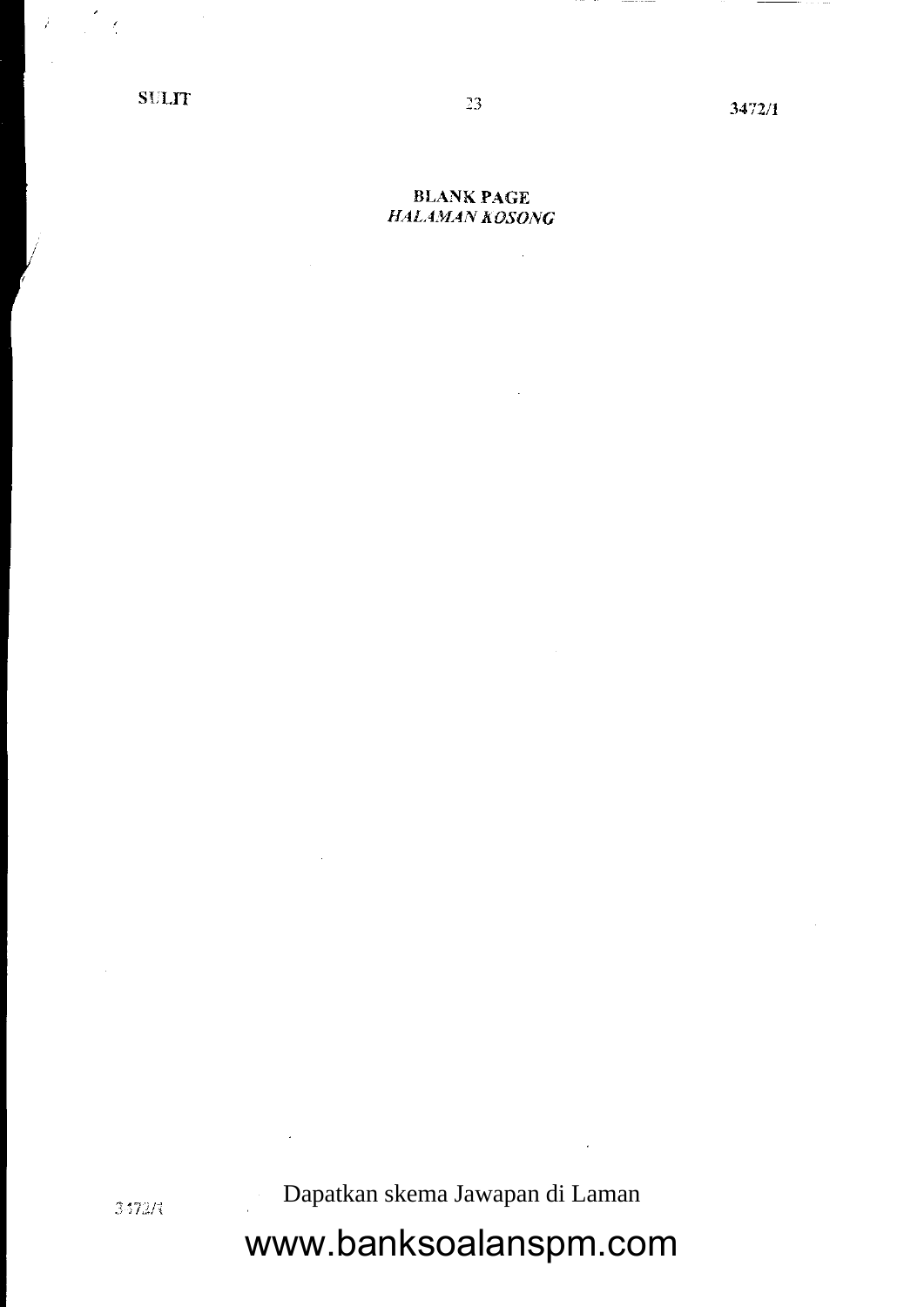**BLANK PAGE**

***HALAMAN KOSONG***

Dapatkan skema Jawapan di Laman

www.banksoalanspm.com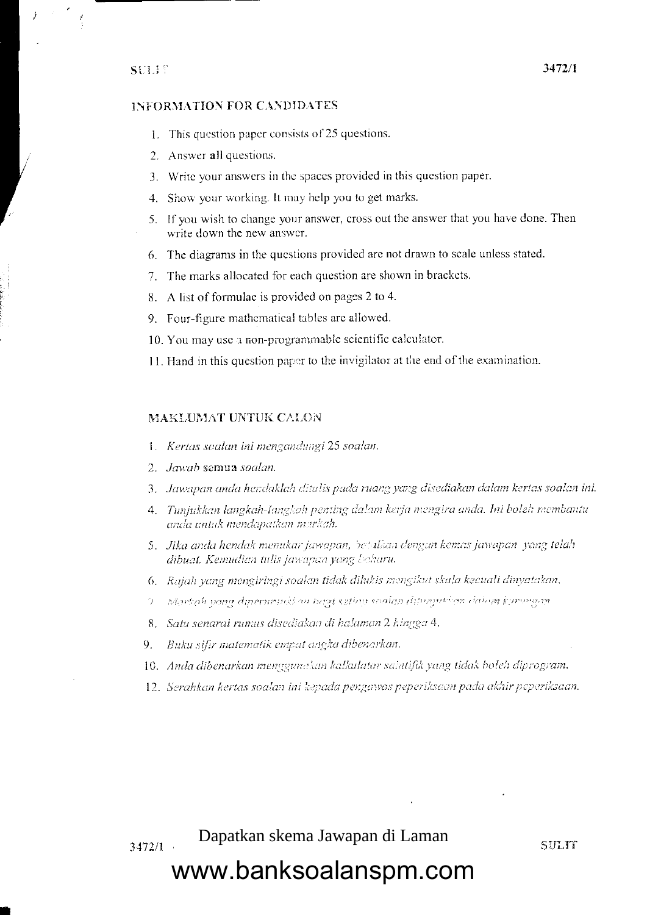## INFORMATION FOR CANDIDATES

1. This question paper consists of 25 questions.
2. Answer **all** questions.
3. Write your answers in the spaces provided in this question paper.
4. Show your working. It may help you to get marks.
5. If you wish to change your answer, cross out the answer that you have done. Then write down the new answer.
6. The diagrams in the questions provided are not drawn to scale unless stated.
7. The marks allocated for each question are shown in brackets.
8. A list of formulae is provided on pages 2 to 4.
9. Four-figure mathematical tables are allowed.
10. You may use a non-programmable scientific calculator.
11. Hand in this question paper to the invigilator at the end of the examination.

## MAKLUMAT UNTUK CALON

1. *Kertas soalan ini mengandungi 25 soalan.*
2. *Jawab* **semua** *soalan.*
3. *Jawapan anda hendaklah ditulis pada ruang yang disediakan dalam kertas soalan ini.*
4. *Tunjukkan langkah-langkah penting dalam kerja mengira anda. Ini boleh membantu anda untuk mendapatkan markah.*
5. *Jika anda hendak menukar jawapan, batalkan dengan kemas jawapan yang telah dibuat. Kemudian tulis jawapan yang baharu.*
6. *Rajah yang mengiringi soalan tidak dilukis mengikut skala kecuali dinyatakan.*
7. *Markah yang diperuntukkan bagi setiap soalan ditunjukkan dalam kurungan.*
8. *Satu senarai rumus disediakan di halaman 2 hingga 4.*
9. *Buku sifir matematik empat angka dibenarkan.*
10. *Anda dibenarkan menggunakan kalkulator saintifik yang tidak boleh diprogram.*
12. *Serahkan kertas soalan ini kepada pengawas peperiksaan pada akhir peperiksaan.*

Dapatkan skema Jawapan di Laman

www.banksoalanspm.com